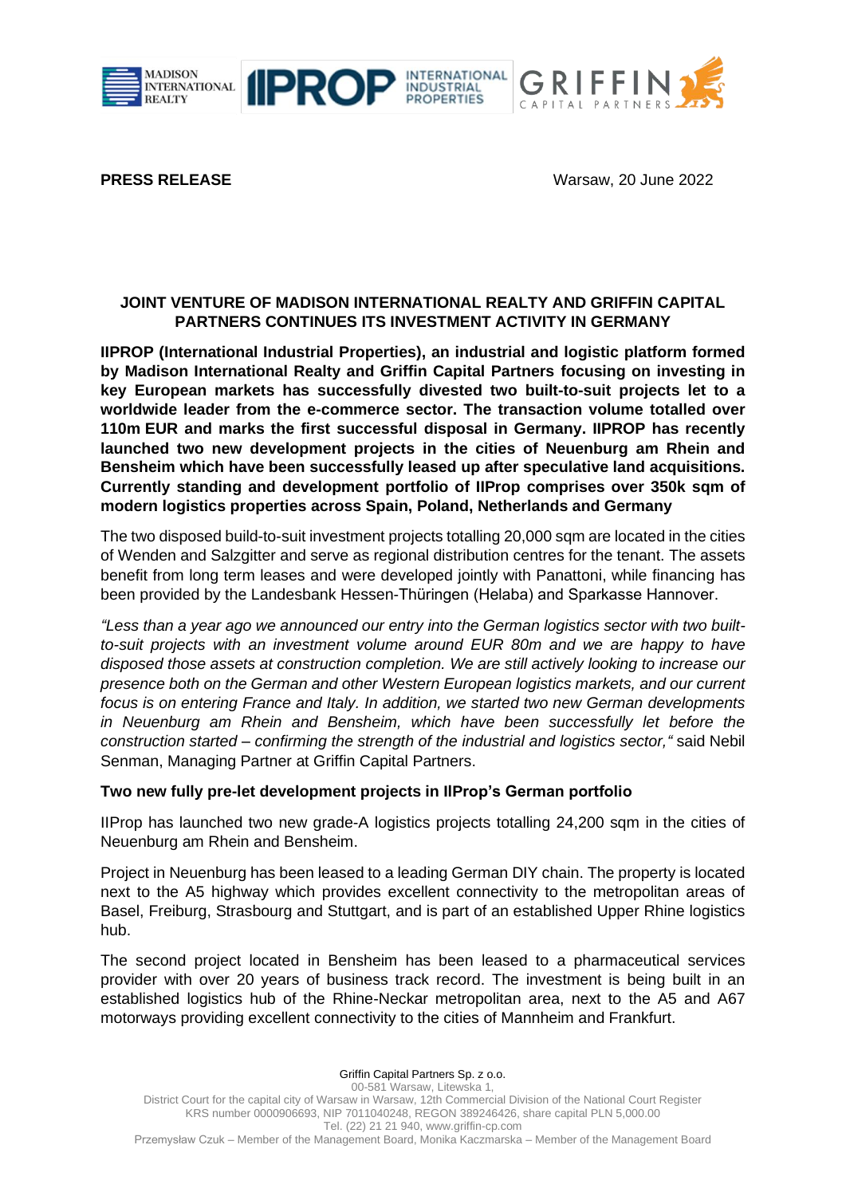**PRESS RELEASE** Warsaw, 20 June 2022

## JOINT VENTURE OF MADISON INTERNATIONAL REALTY AND GRIFFIN CAPITAL PARTNERS CONTINUES ITS INVESTMENT ACTIVITY IN GERMANY

**IIPROP (International Industrial Properties), an industrial and logistic platform formed by Madison International Realty and Griffin Capital Partners focusing on investing in key European markets has successfully divested two built-to-suit projects let to a worldwide leader from the e-commerce sector. The transaction volume totalled over 110m EUR and marks the first successful disposal in Germany. IIPROP has recently launched two new development projects in the cities of Neuenburg am Rhein and Bensheim which have been successfully leased up after speculative land acquisitions. Currently standing and development portfolio of IIProp comprises over 350k sqm of modern logistics properties across Spain, Poland, Netherlands and Germany**

The two disposed build-to-suit investment projects totalling 20,000 sqm are located in the cities of Wenden and Salzgitter and serve as regional distribution centres for the tenant. The assets benefit from long term leases and were developed jointly with Panattoni, while financing has been provided by the Landesbank Hessen-Thüringen (Helaba) and Sparkasse Hannover.

*"Less than a year ago we announced our entry into the German logistics sector with two built-to-suit projects with an investment volume around EUR 80m and we are happy to have disposed those assets at construction completion. We are still actively looking to increase our presence both on the German and other Western European logistics markets, and our current focus is on entering France and Italy. In addition, we started two new German developments in Neuenburg am Rhein and Bensheim, which have been successfully let before the construction started – confirming the strength of the industrial and logistics sector,"* said Nebil Senman, Managing Partner at Griffin Capital Partners.

### Two new fully pre-let development projects in IIProp's German portfolio

IIProp has launched two new grade-A logistics projects totalling 24,200 sqm in the cities of Neuenburg am Rhein and Bensheim.

Project in Neuenburg has been leased to a leading German DIY chain. The property is located next to the A5 highway which provides excellent connectivity to the metropolitan areas of Basel, Freiburg, Strasbourg and Stuttgart, and is part of an established Upper Rhine logistics hub.

The second project located in Bensheim has been leased to a pharmaceutical services provider with over 20 years of business track record. The investment is being built in an established logistics hub of the Rhine-Neckar metropolitan area, next to the A5 and A67 motorways providing excellent connectivity to the cities of Mannheim and Frankfurt.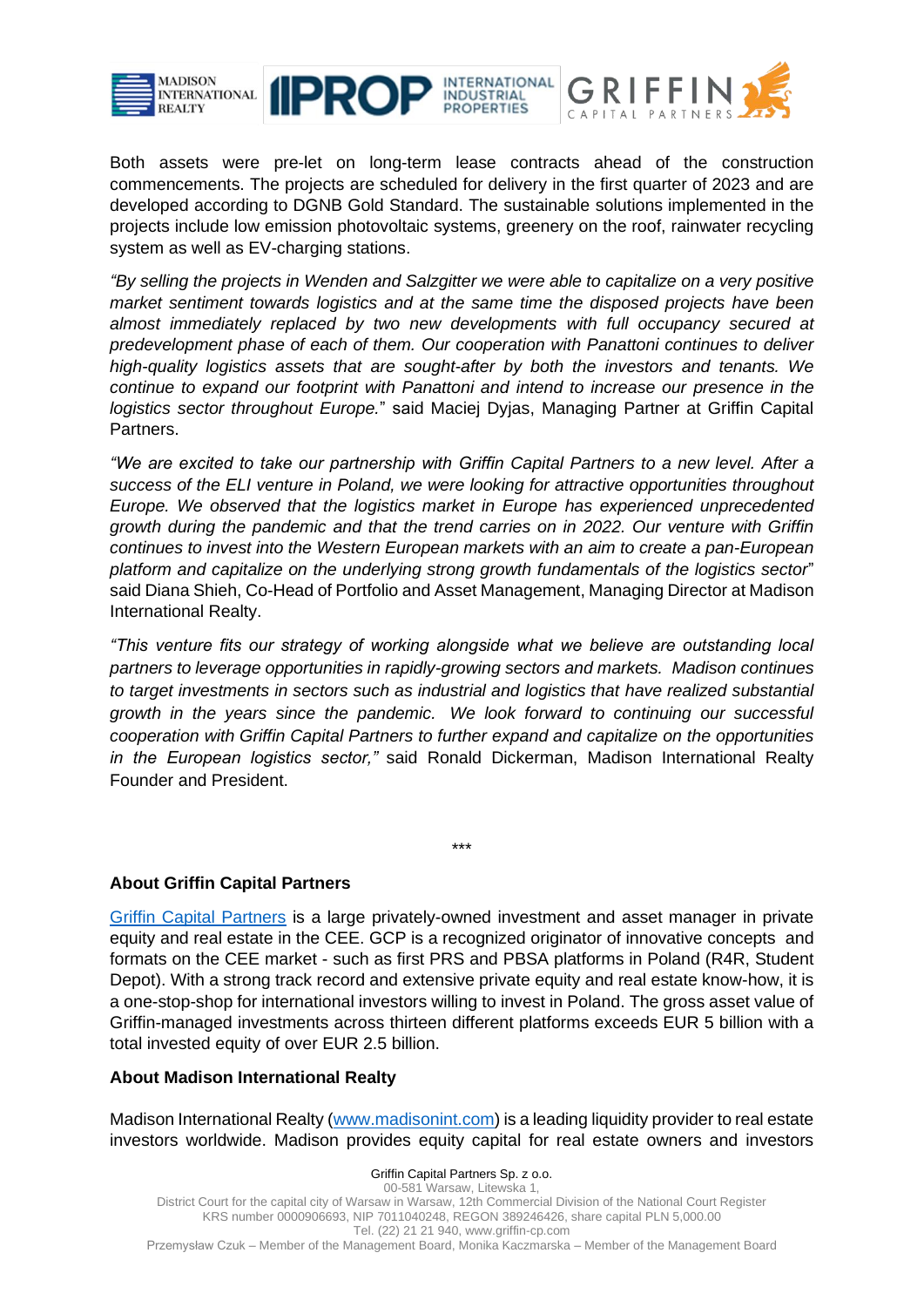Both assets were pre-let on long-term lease contracts ahead of the construction commencements. The projects are scheduled for delivery in the first quarter of 2023 and are developed according to DGNB Gold Standard. The sustainable solutions implemented in the projects include low emission photovoltaic systems, greenery on the roof, rainwater recycling system as well as EV-charging stations.

*"By selling the projects in Wenden and Salzgitter we were able to capitalize on a very positive market sentiment towards logistics and at the same time the disposed projects have been almost immediately replaced by two new developments with full occupancy secured at predevelopment phase of each of them. Our cooperation with Panattoni continues to deliver high-quality logistics assets that are sought-after by both the investors and tenants. We continue to expand our footprint with Panattoni and intend to increase our presence in the logistics sector throughout Europe.*" said Maciej Dyjas, Managing Partner at Griffin Capital Partners.

*"We are excited to take our partnership with Griffin Capital Partners to a new level. After a success of the ELI venture in Poland, we were looking for attractive opportunities throughout Europe. We observed that the logistics market in Europe has experienced unprecedented growth during the pandemic and that the trend carries on in 2022. Our venture with Griffin continues to invest into the Western European markets with an aim to create a pan-European platform and capitalize on the underlying strong growth fundamentals of the logistics sector*" said Diana Shieh, Co-Head of Portfolio and Asset Management, Managing Director at Madison International Realty.

*"This venture fits our strategy of working alongside what we believe are outstanding local partners to leverage opportunities in rapidly-growing sectors and markets. Madison continues to target investments in sectors such as industrial and logistics that have realized substantial growth in the years since the pandemic. We look forward to continuing our successful cooperation with Griffin Capital Partners to further expand and capitalize on the opportunities in the European logistics sector,"* said Ronald Dickerman, Madison International Realty Founder and President.

***

**About Griffin Capital Partners**

Griffin Capital Partners is a large privately-owned investment and asset manager in private equity and real estate in the CEE. GCP is a recognized originator of innovative concepts and formats on the CEE market - such as first PRS and PBSA platforms in Poland (R4R, Student Depot). With a strong track record and extensive private equity and real estate know-how, it is a one-stop-shop for international investors willing to invest in Poland. The gross asset value of Griffin-managed investments across thirteen different platforms exceeds EUR 5 billion with a total invested equity of over EUR 2.5 billion.

**About Madison International Realty**

Madison International Realty (www.madisonint.com) is a leading liquidity provider to real estate investors worldwide. Madison provides equity capital for real estate owners and investors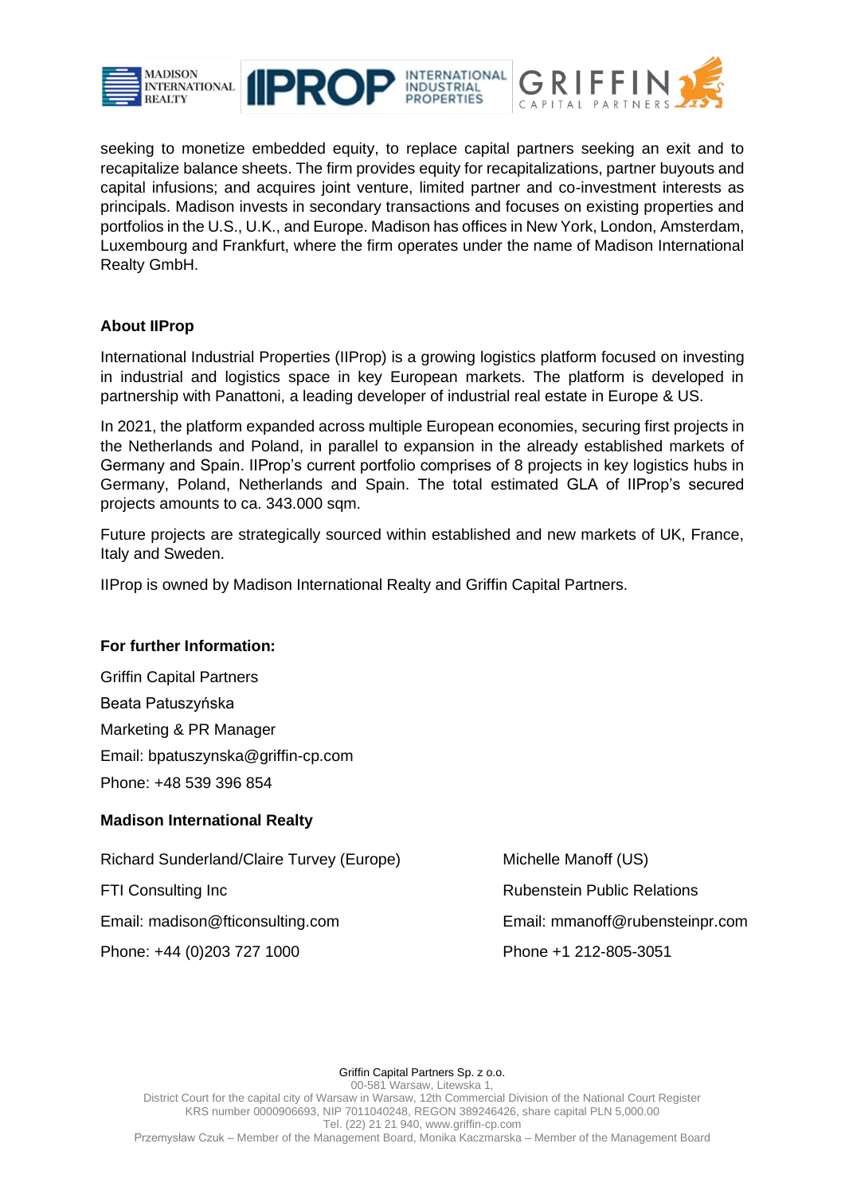seeking to monetize embedded equity, to replace capital partners seeking an exit and to recapitalize balance sheets. The firm provides equity for recapitalizations, partner buyouts and capital infusions; and acquires joint venture, limited partner and co-investment interests as principals. Madison invests in secondary transactions and focuses on existing properties and portfolios in the U.S., U.K., and Europe. Madison has offices in New York, London, Amsterdam, Luxembourg and Frankfurt, where the firm operates under the name of Madison International Realty GmbH.

**About IIProp**

International Industrial Properties (IIProp) is a growing logistics platform focused on investing in industrial and logistics space in key European markets. The platform is developed in partnership with Panattoni, a leading developer of industrial real estate in Europe & US.

In 2021, the platform expanded across multiple European economies, securing first projects in the Netherlands and Poland, in parallel to expansion in the already established markets of Germany and Spain. IIProp's current portfolio comprises of 8 projects in key logistics hubs in Germany, Poland, Netherlands and Spain. The total estimated GLA of IIProp's secured projects amounts to ca. 343.000 sqm.

Future projects are strategically sourced within established and new markets of UK, France, Italy and Sweden.

IIProp is owned by Madison International Realty and Griffin Capital Partners.

**For further Information:**

Griffin Capital Partners

Beata Patuszyńska

Marketing & PR Manager

Email: bpatuszynska@griffin-cp.com

Phone: +48 539 396 854

**Madison International Realty**

Richard Sunderland/Claire Turvey (Europe)

FTI Consulting Inc

Email: madison@fticonsulting.com

Phone: +44 (0)203 727 1000

Michelle Manoff (US)

Rubenstein Public Relations

Email: mmanoff@rubensteinpr.com

Phone +1 212-805-3051

Griffin Capital Partners Sp. z o.o.
00-581 Warsaw, Litewska 1,
District Court for the capital city of Warsaw in Warsaw, 12th Commercial Division of the National Court Register
KRS number 0000906693, NIP 7011040248, REGON 389246426, share capital PLN 5,000.00
Tel. (22) 21 21 940, www.griffin-cp.com
Przemysław Czuk – Member of the Management Board, Monika Kaczmarska – Member of the Management Board